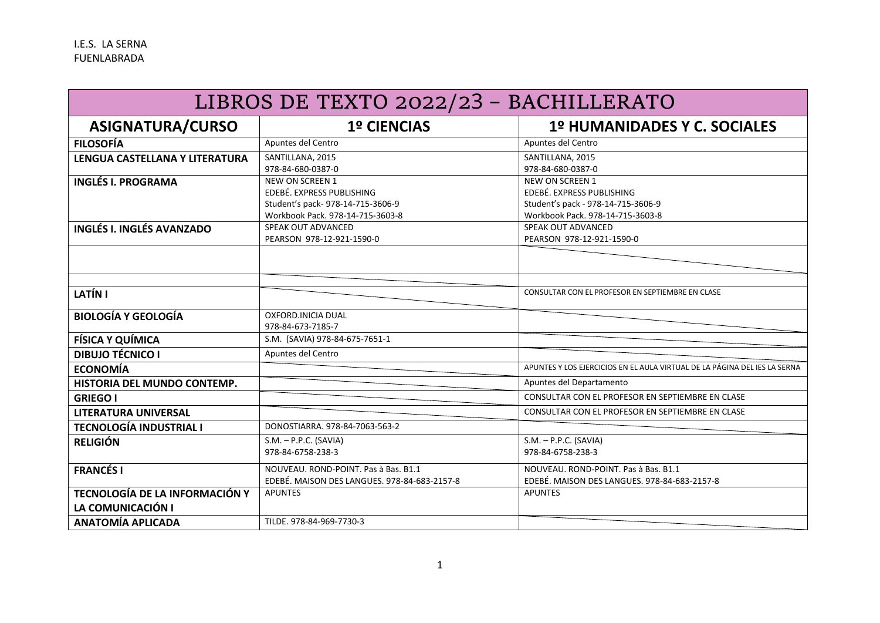I.E.S. LA SERNA
FUENLABRADA

| LIBROS DE TEXTO 2022/23 – BACHILLERATO | | |
|---|---|---|
| **ASIGNATURA/CURSO** | **1º CIENCIAS** | **1º HUMANIDADES Y C. SOCIALES** |
| **FILOSOFÍA** | Apuntes del Centro | Apuntes del Centro |
| **LENGUA CASTELLANA Y LITERATURA** | SANTILLANA, 2015<br>978-84-680-0387-0 | SANTILLANA, 2015<br>978-84-680-0387-0 |
| **INGLÉS I. PROGRAMA** | NEW ON SCREEN 1<br>EDEBÉ. EXPRESS PUBLISHING<br>Student's pack- 978-14-715-3606-9<br>Workbook Pack. 978-14-715-3603-8 | NEW ON SCREEN 1<br>EDEBÉ. EXPRESS PUBLISHING<br>Student's pack - 978-14-715-3606-9<br>Workbook Pack. 978-14-715-3603-8 |
| **INGLÉS I. INGLÉS AVANZADO** | SPEAK OUT ADVANCED<br>PEARSON 978-12-921-1590-0 | SPEAK OUT ADVANCED<br>PEARSON 978-12-921-1590-0 |
| | | |
| | | |
| **LATÍN I** | | CONSULTAR CON EL PROFESOR EN SEPTIEMBRE EN CLASE |
| **BIOLOGÍA Y GEOLOGÍA** | OXFORD.INICIA DUAL<br>978-84-673-7185-7 | |
| **FÍSICA Y QUÍMICA** | S.M. (SAVIA) 978-84-675-7651-1 | |
| **DIBUJO TÉCNICO I** | Apuntes del Centro | |
| **ECONOMÍA** | | APUNTES Y LOS EJERCICIOS EN EL AULA VIRTUAL DE LA PÁGINA DEL IES LA SERNA |
| **HISTORIA DEL MUNDO CONTEMP.** | | Apuntes del Departamento |
| **GRIEGO I** | | CONSULTAR CON EL PROFESOR EN SEPTIEMBRE EN CLASE |
| **LITERATURA UNIVERSAL** | | CONSULTAR CON EL PROFESOR EN SEPTIEMBRE EN CLASE |
| **TECNOLOGÍA INDUSTRIAL I** | DONOSTIARRA. 978-84-7063-563-2 | |
| **RELIGIÓN** | S.M. – P.P.C. (SAVIA)<br>978-84-6758-238-3 | S.M. – P.P.C. (SAVIA)<br>978-84-6758-238-3 |
| **FRANCÉS I** | NOUVEAU. ROND-POINT. Pas à Bas. B1.1<br>EDEBÉ. MAISON DES LANGUES. 978-84-683-2157-8 | NOUVEAU. ROND-POINT. Pas à Bas. B1.1<br>EDEBÉ. MAISON DES LANGUES. 978-84-683-2157-8 |
| **TECNOLOGÍA DE LA INFORMACIÓN Y LA COMUNICACIÓN I** | APUNTES | APUNTES |
| **ANATOMÍA APLICADA** | TILDE. 978-84-969-7730-3 | |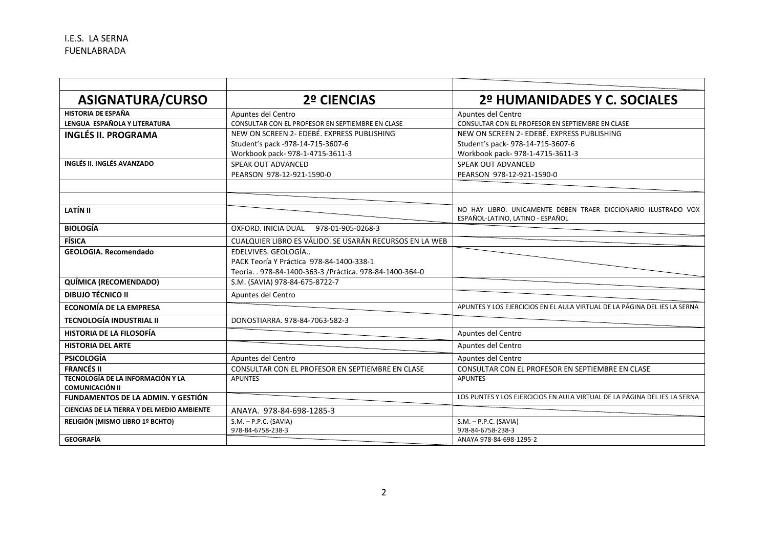I.E.S. LA SERNA
FUENLABRADA

| | | |
|---|---|---|
| **ASIGNATURA/CURSO** | **2º CIENCIAS** | **2º HUMANIDADES Y C. SOCIALES** |
| **HISTORIA DE ESPAÑA** | Apuntes del Centro | Apuntes del Centro |
| **LENGUA ESPAÑOLA Y LITERATURA** | CONSULTAR CON EL PROFESOR EN SEPTIEMBRE EN CLASE | CONSULTAR CON EL PROFESOR EN SEPTIEMBRE EN CLASE |
| **INGLÉS II. PROGRAMA** | NEW ON SCREEN 2- EDEBÉ. EXPRESS PUBLISHING<br>Student's pack -978-14-715-3607-6<br>Workbook pack- 978-1-4715-3611-3 | NEW ON SCREEN 2- EDEBÉ. EXPRESS PUBLISHING<br>Student's pack- 978-14-715-3607-6<br>Workbook pack- 978-1-4715-3611-3 |
| **INGLÉS II. INGLÉS AVANZADO** | SPEAK OUT ADVANCED<br>PEARSON 978-12-921-1590-0 | SPEAK OUT ADVANCED<br>PEARSON 978-12-921-1590-0 |
| | | |
| | | |
| **LATÍN II** | | NO HAY LIBRO. UNICAMENTE DEBEN TRAER DICCIONARIO ILUSTRADO VOX ESPAÑOL-LATINO, LATINO - ESPAÑOL |
| **BIOLOGÍA** | OXFORD. INICIA DUAL 978-01-905-0268-3 | |
| **FÍSICA** | CUALQUIER LIBRO ES VÁLIDO. SE USARÁN RECURSOS EN LA WEB | |
| **GEOLOGIA. Recomendado** | EDELVIVES. GEOLOGÍA..<br>PACK Teoría Y Práctica 978-84-1400-338-1<br>Teoría. . 978-84-1400-363-3 /Práctica. 978-84-1400-364-0 | |
| **QUÍMICA (RECOMENDADO)** | S.M. (SAVIA) 978-84-675-8722-7 | |
| **DIBUJO TÉCNICO II** | Apuntes del Centro | |
| **ECONOMÍA DE LA EMPRESA** | | APUNTES Y LOS EJERCICIOS EN EL AULA VIRTUAL DE LA PÁGINA DEL IES LA SERNA |
| **TECNOLOGÍA INDUSTRIAL II** | DONOSTIARRA. 978-84-7063-582-3 | |
| **HISTORIA DE LA FILOSOFÍA** | | Apuntes del Centro |
| **HISTORIA DEL ARTE** | | Apuntes del Centro |
| **PSICOLOGÍA** | Apuntes del Centro | Apuntes del Centro |
| **FRANCÉS II** | CONSULTAR CON EL PROFESOR EN SEPTIEMBRE EN CLASE | CONSULTAR CON EL PROFESOR EN SEPTIEMBRE EN CLASE |
| **TECNOLOGÍA DE LA INFORMACIÓN Y LA COMUNICACIÓN II** | APUNTES | APUNTES |
| **FUNDAMENTOS DE LA ADMIN. Y GESTIÓN** | | LOS PUNTES Y LOS EJERCICIOS EN AULA VIRTUAL DE LA PÁGINA DEL IES LA SERNA |
| **CIENCIAS DE LA TIERRA Y DEL MEDIO AMBIENTE** | ANAYA. 978-84-698-1285-3 | |
| **RELIGIÓN (MISMO LIBRO 1º BCHTO)** | S.M. – P.P.C. (SAVIA)<br>978-84-6758-238-3 | S.M. – P.P.C. (SAVIA)<br>978-84-6758-238-3 |
| **GEOGRAFÍA** | | ANAYA 978-84-698-1295-2 |